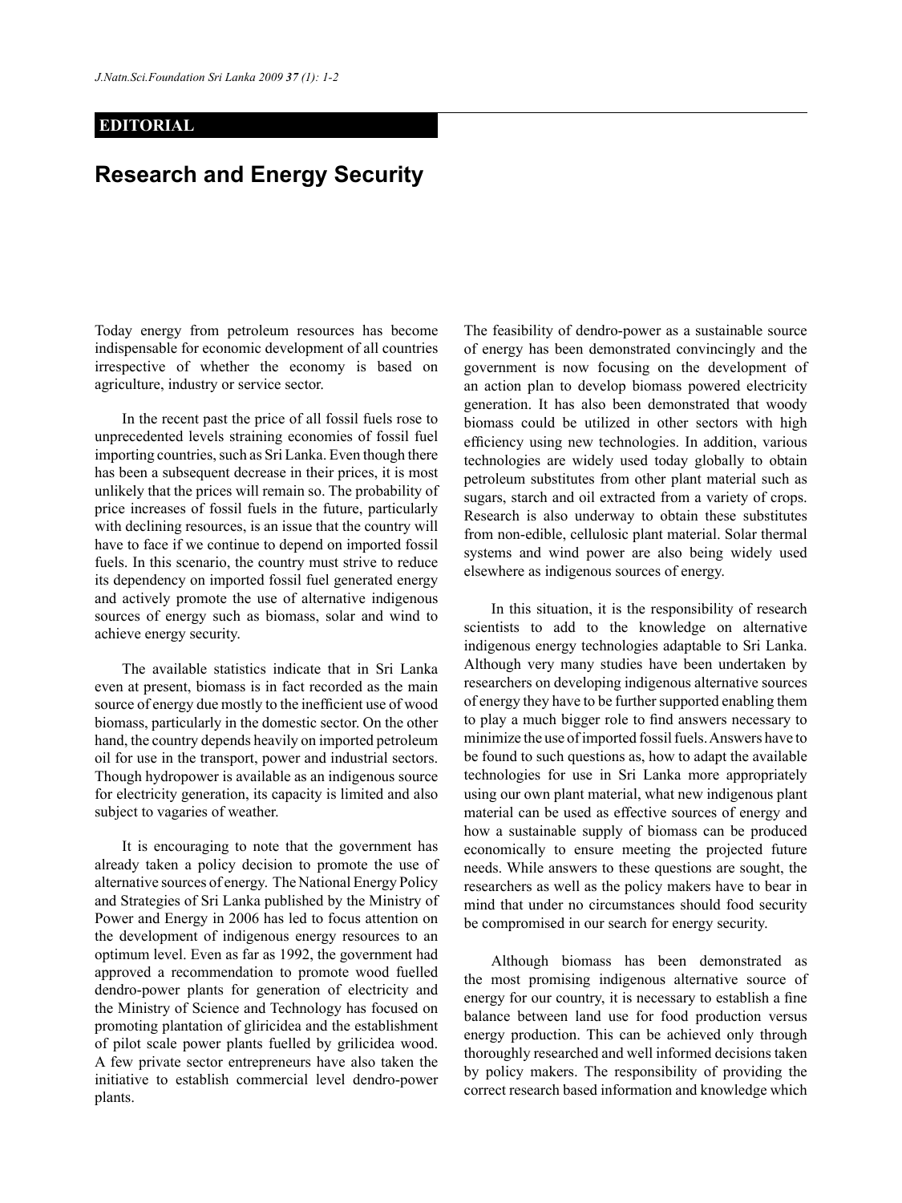**EDITORIAL**

# Research and Energy Security

Today energy from petroleum resources has become indispensable for economic development of all countries irrespective of whether the economy is based on agriculture, industry or service sector.

In the recent past the price of all fossil fuels rose to unprecedented levels straining economies of fossil fuel importing countries, such as Sri Lanka. Even though there has been a subsequent decrease in their prices, it is most unlikely that the prices will remain so. The probability of price increases of fossil fuels in the future, particularly with declining resources, is an issue that the country will have to face if we continue to depend on imported fossil fuels. In this scenario, the country must strive to reduce its dependency on imported fossil fuel generated energy and actively promote the use of alternative indigenous sources of energy such as biomass, solar and wind to achieve energy security.

The available statistics indicate that in Sri Lanka even at present, biomass is in fact recorded as the main source of energy due mostly to the inefficient use of wood biomass, particularly in the domestic sector. On the other hand, the country depends heavily on imported petroleum oil for use in the transport, power and industrial sectors. Though hydropower is available as an indigenous source for electricity generation, its capacity is limited and also subject to vagaries of weather.

It is encouraging to note that the government has already taken a policy decision to promote the use of alternative sources of energy. The National Energy Policy and Strategies of Sri Lanka published by the Ministry of Power and Energy in 2006 has led to focus attention on the development of indigenous energy resources to an optimum level. Even as far as 1992, the government had approved a recommendation to promote wood fuelled dendro-power plants for generation of electricity and the Ministry of Science and Technology has focused on promoting plantation of gliricidea and the establishment of pilot scale power plants fuelled by grilicidea wood. A few private sector entrepreneurs have also taken the initiative to establish commercial level dendro-power plants.

The feasibility of dendro-power as a sustainable source of energy has been demonstrated convincingly and the government is now focusing on the development of an action plan to develop biomass powered electricity generation. It has also been demonstrated that woody biomass could be utilized in other sectors with high efficiency using new technologies. In addition, various technologies are widely used today globally to obtain petroleum substitutes from other plant material such as sugars, starch and oil extracted from a variety of crops. Research is also underway to obtain these substitutes from non-edible, cellulosic plant material. Solar thermal systems and wind power are also being widely used elsewhere as indigenous sources of energy.

In this situation, it is the responsibility of research scientists to add to the knowledge on alternative indigenous energy technologies adaptable to Sri Lanka. Although very many studies have been undertaken by researchers on developing indigenous alternative sources of energy they have to be further supported enabling them to play a much bigger role to find answers necessary to minimize the use of imported fossil fuels. Answers have to be found to such questions as, how to adapt the available technologies for use in Sri Lanka more appropriately using our own plant material, what new indigenous plant material can be used as effective sources of energy and how a sustainable supply of biomass can be produced economically to ensure meeting the projected future needs. While answers to these questions are sought, the researchers as well as the policy makers have to bear in mind that under no circumstances should food security be compromised in our search for energy security.

Although biomass has been demonstrated as the most promising indigenous alternative source of energy for our country, it is necessary to establish a fine balance between land use for food production versus energy production. This can be achieved only through thoroughly researched and well informed decisions taken by policy makers. The responsibility of providing the correct research based information and knowledge which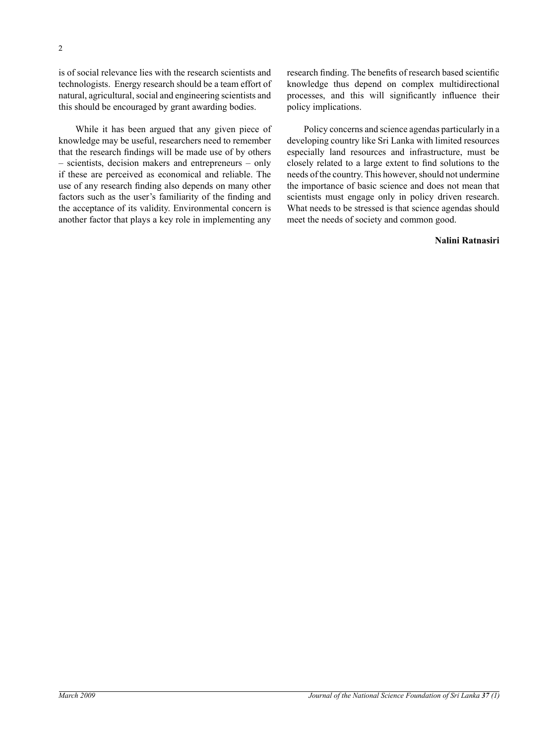is of social relevance lies with the research scientists and technologists. Energy research should be a team effort of natural, agricultural, social and engineering scientists and this should be encouraged by grant awarding bodies.

While it has been argued that any given piece of knowledge may be useful, researchers need to remember that the research findings will be made use of by others – scientists, decision makers and entrepreneurs – only if these are perceived as economical and reliable. The use of any research finding also depends on many other factors such as the user's familiarity of the finding and the acceptance of its validity. Environmental concern is another factor that plays a key role in implementing any research finding. The benefits of research based scientific knowledge thus depend on complex multidirectional processes, and this will significantly influence their policy implications.

Policy concerns and science agendas particularly in a developing country like Sri Lanka with limited resources especially land resources and infrastructure, must be closely related to a large extent to find solutions to the needs of the country. This however, should not undermine the importance of basic science and does not mean that scientists must engage only in policy driven research. What needs to be stressed is that science agendas should meet the needs of society and common good.

**Nalini Ratnasiri**